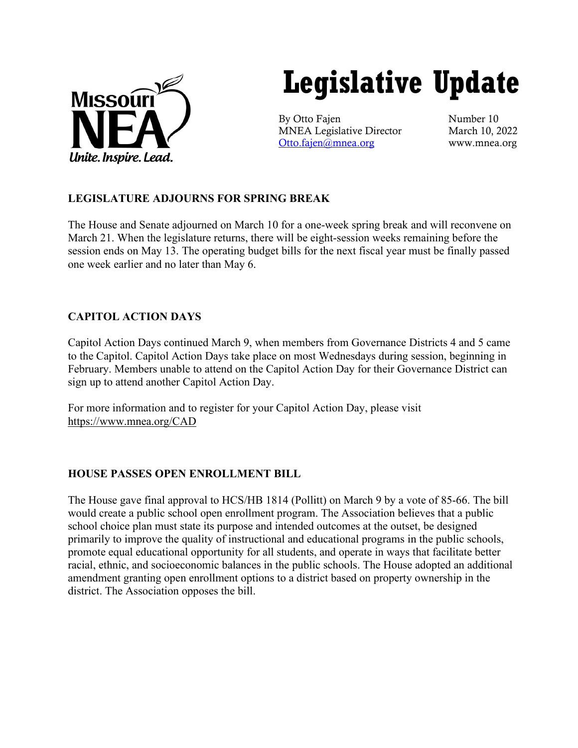Missouri NEA
*Unite. Inspire. Lead.*

# Legislative Update

By Otto Fajen
MNEA Legislative Director
Otto.fajen@mnea.org

Number 10
March 10, 2022
www.mnea.org

## LEGISLATURE ADJOURNS FOR SPRING BREAK

The House and Senate adjourned on March 10 for a one-week spring break and will reconvene on March 21. When the legislature returns, there will be eight-session weeks remaining before the session ends on May 13. The operating budget bills for the next fiscal year must be finally passed one week earlier and no later than May 6.

## CAPITOL ACTION DAYS

Capitol Action Days continued March 9, when members from Governance Districts 4 and 5 came to the Capitol. Capitol Action Days take place on most Wednesdays during session, beginning in February. Members unable to attend on the Capitol Action Day for their Governance District can sign up to attend another Capitol Action Day.

For more information and to register for your Capitol Action Day, please visit https://www.mnea.org/CAD

## HOUSE PASSES OPEN ENROLLMENT BILL

The House gave final approval to HCS/HB 1814 (Pollitt) on March 9 by a vote of 85-66. The bill would create a public school open enrollment program. The Association believes that a public school choice plan must state its purpose and intended outcomes at the outset, be designed primarily to improve the quality of instructional and educational programs in the public schools, promote equal educational opportunity for all students, and operate in ways that facilitate better racial, ethnic, and socioeconomic balances in the public schools. The House adopted an additional amendment granting open enrollment options to a district based on property ownership in the district. The Association opposes the bill.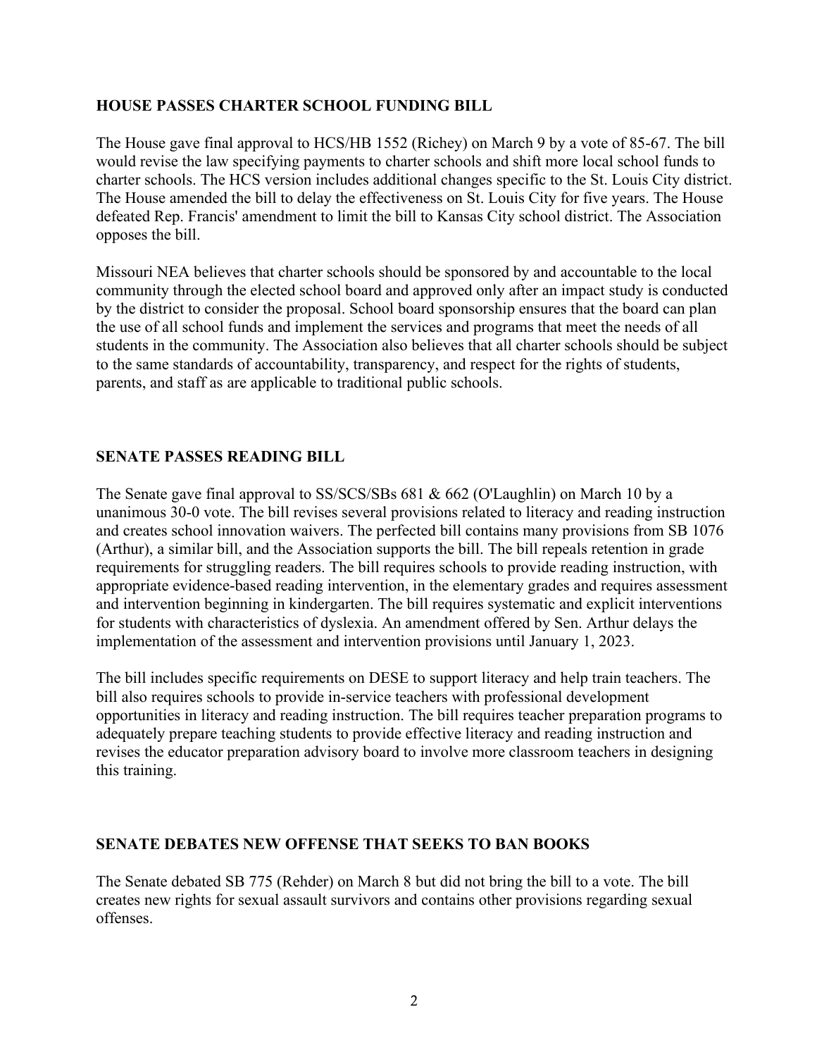## HOUSE PASSES CHARTER SCHOOL FUNDING BILL

The House gave final approval to HCS/HB 1552 (Richey) on March 9 by a vote of 85-67. The bill would revise the law specifying payments to charter schools and shift more local school funds to charter schools. The HCS version includes additional changes specific to the St. Louis City district. The House amended the bill to delay the effectiveness on St. Louis City for five years. The House defeated Rep. Francis' amendment to limit the bill to Kansas City school district. The Association opposes the bill.

Missouri NEA believes that charter schools should be sponsored by and accountable to the local community through the elected school board and approved only after an impact study is conducted by the district to consider the proposal. School board sponsorship ensures that the board can plan the use of all school funds and implement the services and programs that meet the needs of all students in the community. The Association also believes that all charter schools should be subject to the same standards of accountability, transparency, and respect for the rights of students, parents, and staff as are applicable to traditional public schools.

## SENATE PASSES READING BILL

The Senate gave final approval to SS/SCS/SBs 681 & 662 (O'Laughlin) on March 10 by a unanimous 30-0 vote. The bill revises several provisions related to literacy and reading instruction and creates school innovation waivers. The perfected bill contains many provisions from SB 1076 (Arthur), a similar bill, and the Association supports the bill. The bill repeals retention in grade requirements for struggling readers. The bill requires schools to provide reading instruction, with appropriate evidence-based reading intervention, in the elementary grades and requires assessment and intervention beginning in kindergarten. The bill requires systematic and explicit interventions for students with characteristics of dyslexia. An amendment offered by Sen. Arthur delays the implementation of the assessment and intervention provisions until January 1, 2023.

The bill includes specific requirements on DESE to support literacy and help train teachers. The bill also requires schools to provide in-service teachers with professional development opportunities in literacy and reading instruction. The bill requires teacher preparation programs to adequately prepare teaching students to provide effective literacy and reading instruction and revises the educator preparation advisory board to involve more classroom teachers in designing this training.

## SENATE DEBATES NEW OFFENSE THAT SEEKS TO BAN BOOKS

The Senate debated SB 775 (Rehder) on March 8 but did not bring the bill to a vote. The bill creates new rights for sexual assault survivors and contains other provisions regarding sexual offenses.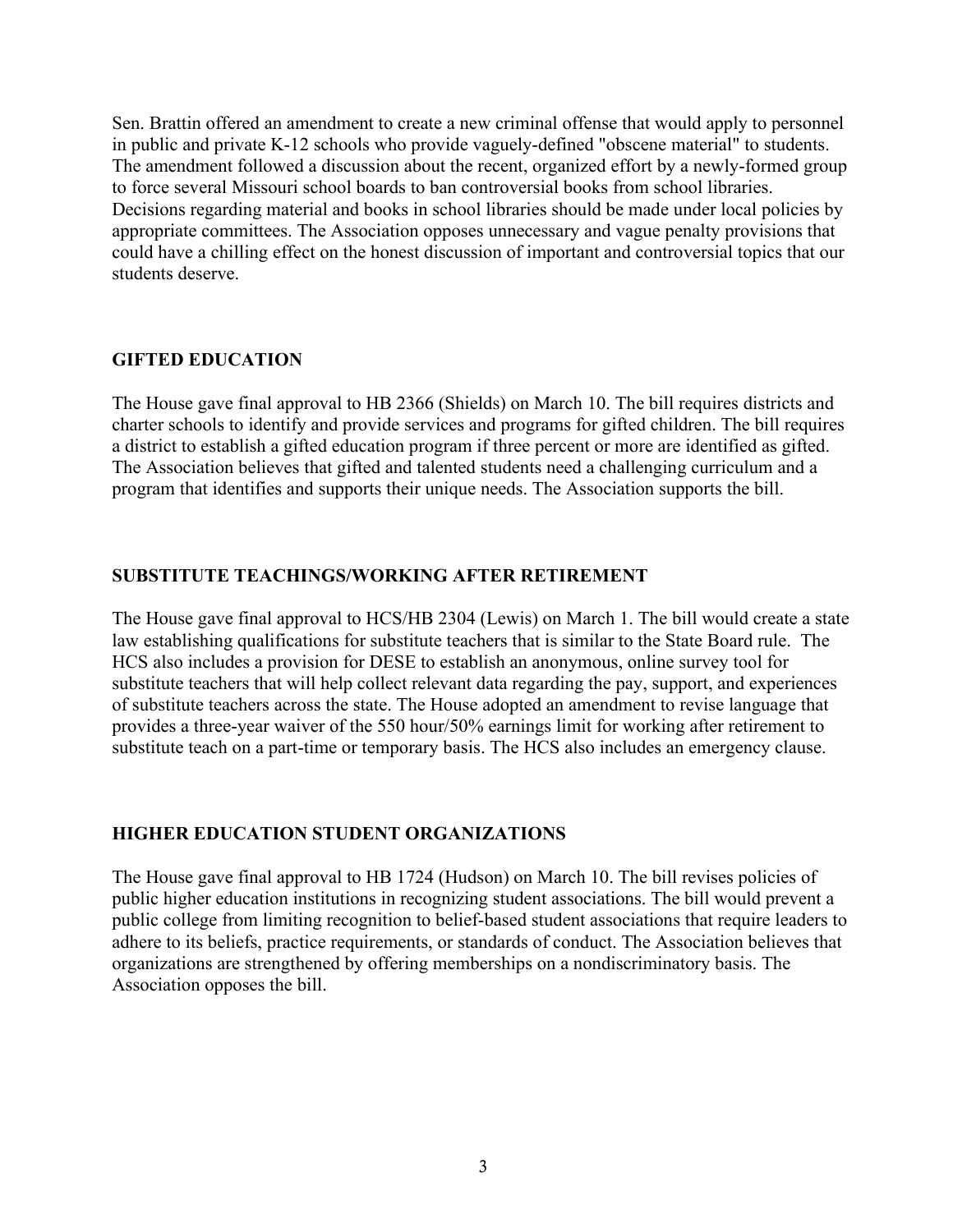Sen. Brattin offered an amendment to create a new criminal offense that would apply to personnel in public and private K-12 schools who provide vaguely-defined "obscene material" to students. The amendment followed a discussion about the recent, organized effort by a newly-formed group to force several Missouri school boards to ban controversial books from school libraries. Decisions regarding material and books in school libraries should be made under local policies by appropriate committees. The Association opposes unnecessary and vague penalty provisions that could have a chilling effect on the honest discussion of important and controversial topics that our students deserve.

## GIFTED EDUCATION

The House gave final approval to HB 2366 (Shields) on March 10. The bill requires districts and charter schools to identify and provide services and programs for gifted children. The bill requires a district to establish a gifted education program if three percent or more are identified as gifted. The Association believes that gifted and talented students need a challenging curriculum and a program that identifies and supports their unique needs. The Association supports the bill.

## SUBSTITUTE TEACHINGS/WORKING AFTER RETIREMENT

The House gave final approval to HCS/HB 2304 (Lewis) on March 1. The bill would create a state law establishing qualifications for substitute teachers that is similar to the State Board rule. The HCS also includes a provision for DESE to establish an anonymous, online survey tool for substitute teachers that will help collect relevant data regarding the pay, support, and experiences of substitute teachers across the state. The House adopted an amendment to revise language that provides a three-year waiver of the 550 hour/50% earnings limit for working after retirement to substitute teach on a part-time or temporary basis. The HCS also includes an emergency clause.

## HIGHER EDUCATION STUDENT ORGANIZATIONS

The House gave final approval to HB 1724 (Hudson) on March 10. The bill revises policies of public higher education institutions in recognizing student associations. The bill would prevent a public college from limiting recognition to belief-based student associations that require leaders to adhere to its beliefs, practice requirements, or standards of conduct. The Association believes that organizations are strengthened by offering memberships on a nondiscriminatory basis. The Association opposes the bill.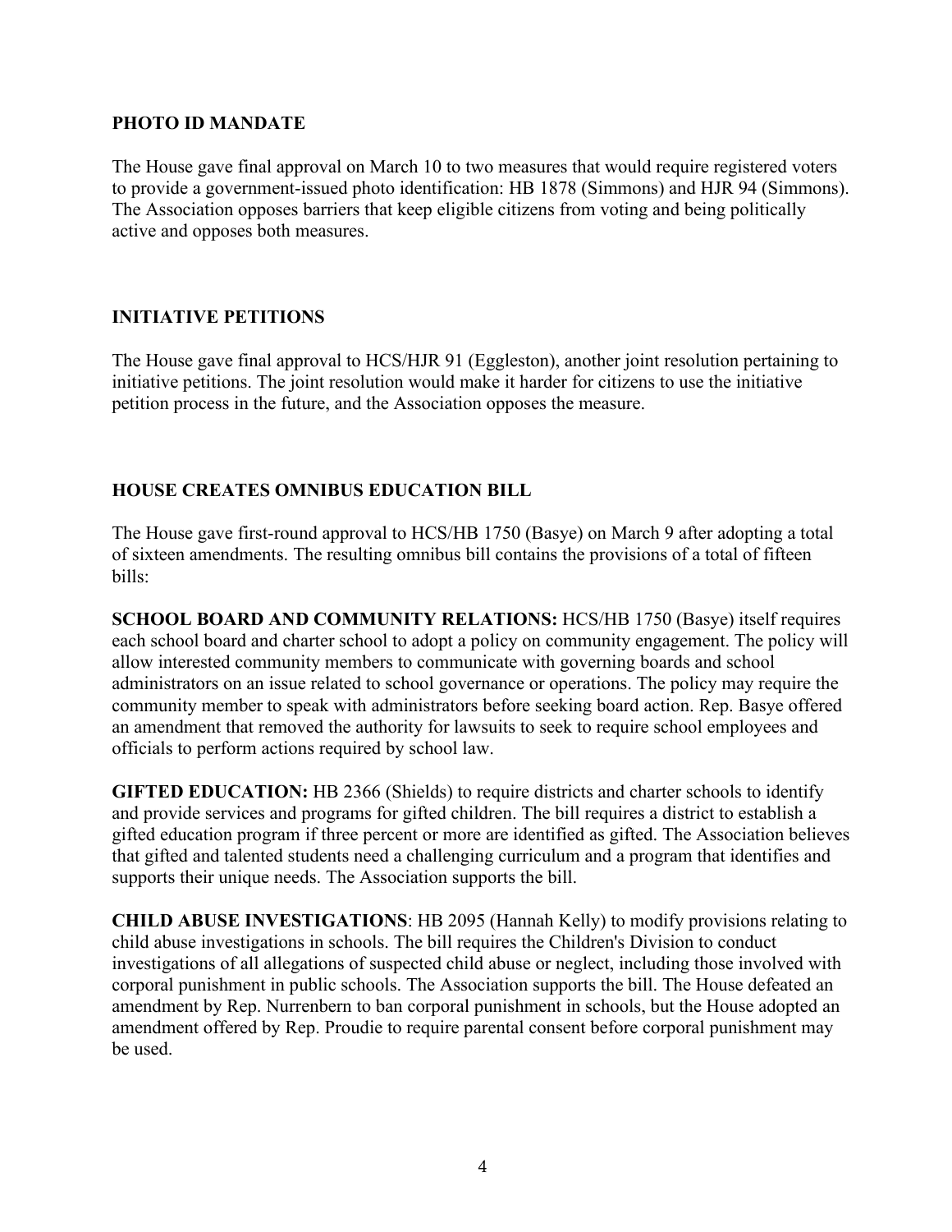## PHOTO ID MANDATE

The House gave final approval on March 10 to two measures that would require registered voters to provide a government-issued photo identification: HB 1878 (Simmons) and HJR 94 (Simmons). The Association opposes barriers that keep eligible citizens from voting and being politically active and opposes both measures.

## INITIATIVE PETITIONS

The House gave final approval to HCS/HJR 91 (Eggleston), another joint resolution pertaining to initiative petitions. The joint resolution would make it harder for citizens to use the initiative petition process in the future, and the Association opposes the measure.

## HOUSE CREATES OMNIBUS EDUCATION BILL

The House gave first-round approval to HCS/HB 1750 (Basye) on March 9 after adopting a total of sixteen amendments. The resulting omnibus bill contains the provisions of a total of fifteen bills:

**SCHOOL BOARD AND COMMUNITY RELATIONS:** HCS/HB 1750 (Basye) itself requires each school board and charter school to adopt a policy on community engagement. The policy will allow interested community members to communicate with governing boards and school administrators on an issue related to school governance or operations. The policy may require the community member to speak with administrators before seeking board action. Rep. Basye offered an amendment that removed the authority for lawsuits to seek to require school employees and officials to perform actions required by school law.

**GIFTED EDUCATION:** HB 2366 (Shields) to require districts and charter schools to identify and provide services and programs for gifted children. The bill requires a district to establish a gifted education program if three percent or more are identified as gifted. The Association believes that gifted and talented students need a challenging curriculum and a program that identifies and supports their unique needs. The Association supports the bill.

**CHILD ABUSE INVESTIGATIONS**: HB 2095 (Hannah Kelly) to modify provisions relating to child abuse investigations in schools. The bill requires the Children's Division to conduct investigations of all allegations of suspected child abuse or neglect, including those involved with corporal punishment in public schools. The Association supports the bill. The House defeated an amendment by Rep. Nurrenbern to ban corporal punishment in schools, but the House adopted an amendment offered by Rep. Proudie to require parental consent before corporal punishment may be used.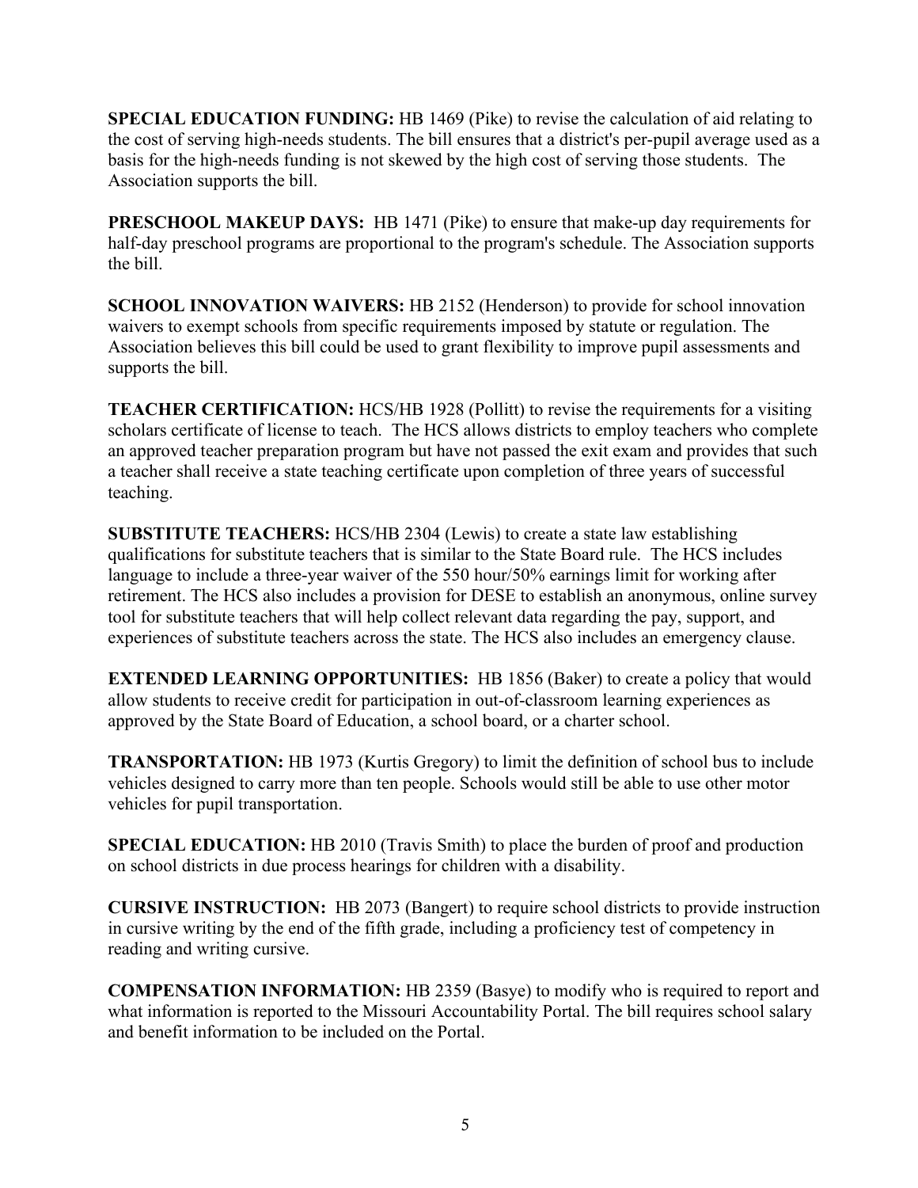**SPECIAL EDUCATION FUNDING:** HB 1469 (Pike) to revise the calculation of aid relating to the cost of serving high-needs students. The bill ensures that a district's per-pupil average used as a basis for the high-needs funding is not skewed by the high cost of serving those students. The Association supports the bill.

**PRESCHOOL MAKEUP DAYS:** HB 1471 (Pike) to ensure that make-up day requirements for half-day preschool programs are proportional to the program's schedule. The Association supports the bill.

**SCHOOL INNOVATION WAIVERS:** HB 2152 (Henderson) to provide for school innovation waivers to exempt schools from specific requirements imposed by statute or regulation. The Association believes this bill could be used to grant flexibility to improve pupil assessments and supports the bill.

**TEACHER CERTIFICATION:** HCS/HB 1928 (Pollitt) to revise the requirements for a visiting scholars certificate of license to teach. The HCS allows districts to employ teachers who complete an approved teacher preparation program but have not passed the exit exam and provides that such a teacher shall receive a state teaching certificate upon completion of three years of successful teaching.

**SUBSTITUTE TEACHERS:** HCS/HB 2304 (Lewis) to create a state law establishing qualifications for substitute teachers that is similar to the State Board rule. The HCS includes language to include a three-year waiver of the 550 hour/50% earnings limit for working after retirement. The HCS also includes a provision for DESE to establish an anonymous, online survey tool for substitute teachers that will help collect relevant data regarding the pay, support, and experiences of substitute teachers across the state. The HCS also includes an emergency clause.

**EXTENDED LEARNING OPPORTUNITIES:** HB 1856 (Baker) to create a policy that would allow students to receive credit for participation in out-of-classroom learning experiences as approved by the State Board of Education, a school board, or a charter school.

**TRANSPORTATION:** HB 1973 (Kurtis Gregory) to limit the definition of school bus to include vehicles designed to carry more than ten people. Schools would still be able to use other motor vehicles for pupil transportation.

**SPECIAL EDUCATION:** HB 2010 (Travis Smith) to place the burden of proof and production on school districts in due process hearings for children with a disability.

**CURSIVE INSTRUCTION:** HB 2073 (Bangert) to require school districts to provide instruction in cursive writing by the end of the fifth grade, including a proficiency test of competency in reading and writing cursive.

**COMPENSATION INFORMATION:** HB 2359 (Basye) to modify who is required to report and what information is reported to the Missouri Accountability Portal. The bill requires school salary and benefit information to be included on the Portal.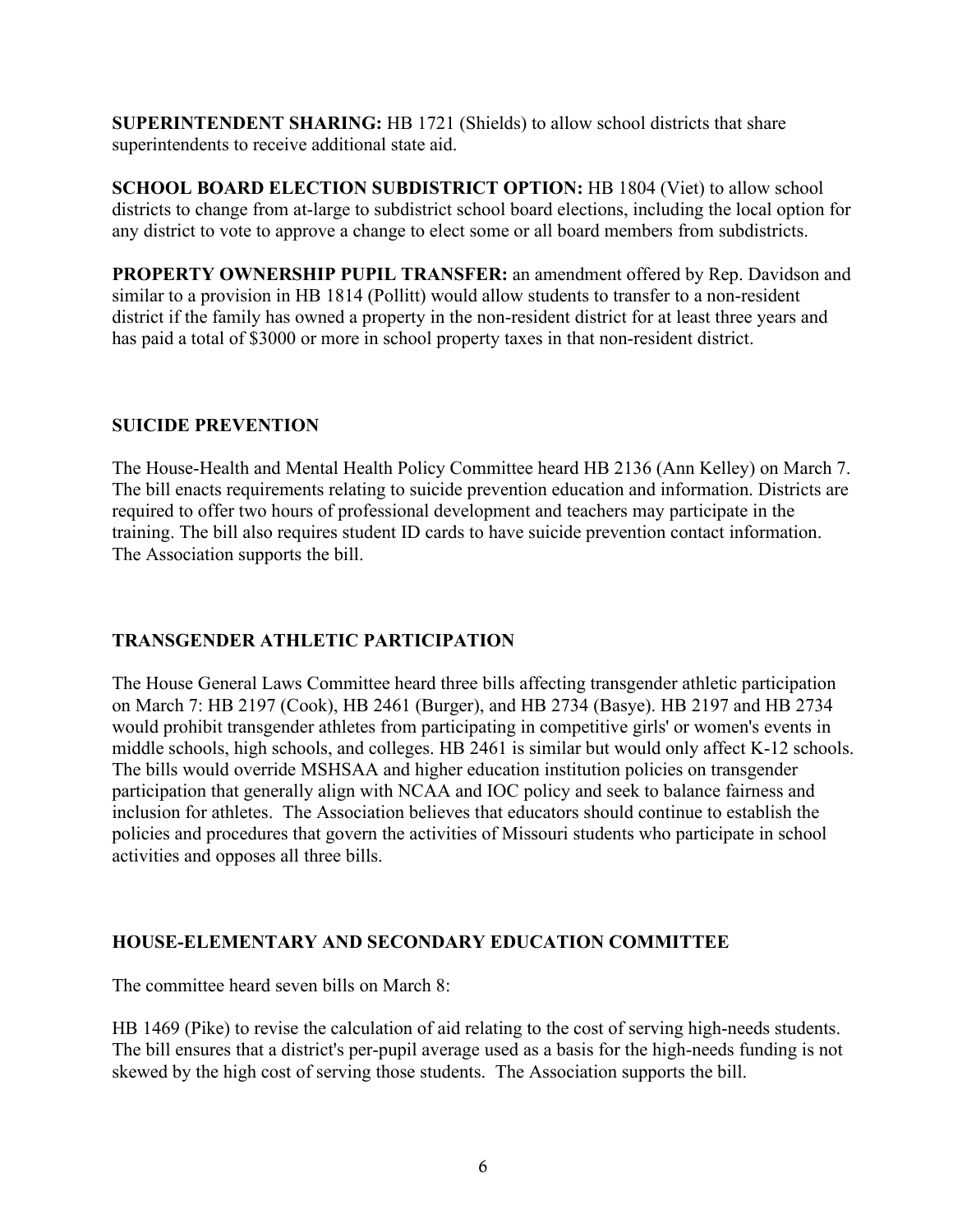**SUPERINTENDENT SHARING:** HB 1721 (Shields) to allow school districts that share superintendents to receive additional state aid.

**SCHOOL BOARD ELECTION SUBDISTRICT OPTION:** HB 1804 (Viet) to allow school districts to change from at-large to subdistrict school board elections, including the local option for any district to vote to approve a change to elect some or all board members from subdistricts.

**PROPERTY OWNERSHIP PUPIL TRANSFER:** an amendment offered by Rep. Davidson and similar to a provision in HB 1814 (Pollitt) would allow students to transfer to a non-resident district if the family has owned a property in the non-resident district for at least three years and has paid a total of $3000 or more in school property taxes in that non-resident district.

## SUICIDE PREVENTION

The House-Health and Mental Health Policy Committee heard HB 2136 (Ann Kelley) on March 7. The bill enacts requirements relating to suicide prevention education and information. Districts are required to offer two hours of professional development and teachers may participate in the training. The bill also requires student ID cards to have suicide prevention contact information. The Association supports the bill.

## TRANSGENDER ATHLETIC PARTICIPATION

The House General Laws Committee heard three bills affecting transgender athletic participation on March 7: HB 2197 (Cook), HB 2461 (Burger), and HB 2734 (Basye). HB 2197 and HB 2734 would prohibit transgender athletes from participating in competitive girls' or women's events in middle schools, high schools, and colleges. HB 2461 is similar but would only affect K-12 schools. The bills would override MSHSAA and higher education institution policies on transgender participation that generally align with NCAA and IOC policy and seek to balance fairness and inclusion for athletes. The Association believes that educators should continue to establish the policies and procedures that govern the activities of Missouri students who participate in school activities and opposes all three bills.

## HOUSE-ELEMENTARY AND SECONDARY EDUCATION COMMITTEE

The committee heard seven bills on March 8:

HB 1469 (Pike) to revise the calculation of aid relating to the cost of serving high-needs students. The bill ensures that a district's per-pupil average used as a basis for the high-needs funding is not skewed by the high cost of serving those students. The Association supports the bill.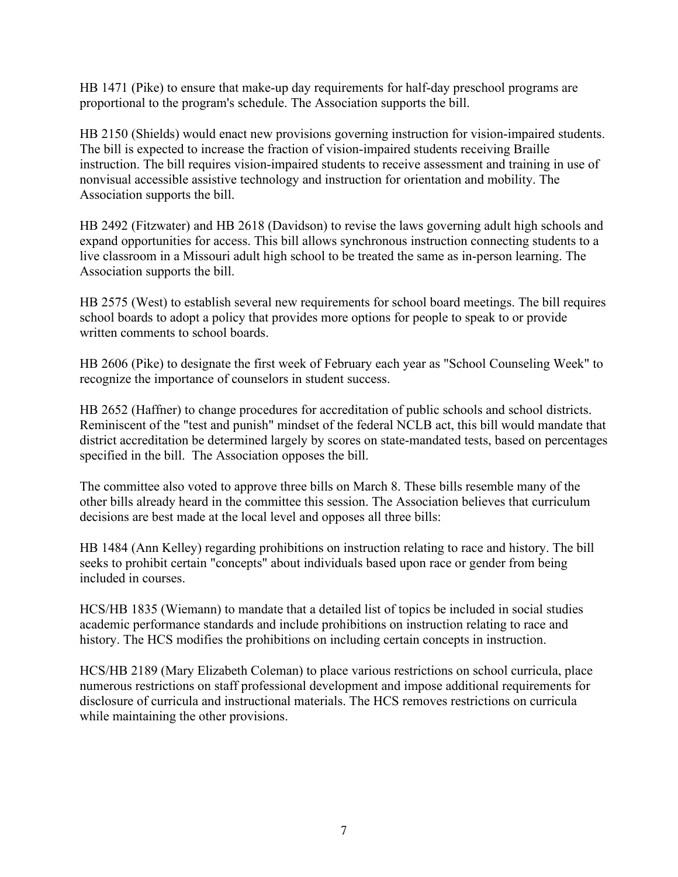HB 1471 (Pike) to ensure that make-up day requirements for half-day preschool programs are proportional to the program's schedule. The Association supports the bill.

HB 2150 (Shields) would enact new provisions governing instruction for vision-impaired students. The bill is expected to increase the fraction of vision-impaired students receiving Braille instruction. The bill requires vision-impaired students to receive assessment and training in use of nonvisual accessible assistive technology and instruction for orientation and mobility. The Association supports the bill.

HB 2492 (Fitzwater) and HB 2618 (Davidson) to revise the laws governing adult high schools and expand opportunities for access. This bill allows synchronous instruction connecting students to a live classroom in a Missouri adult high school to be treated the same as in-person learning. The Association supports the bill.

HB 2575 (West) to establish several new requirements for school board meetings. The bill requires school boards to adopt a policy that provides more options for people to speak to or provide written comments to school boards.

HB 2606 (Pike) to designate the first week of February each year as "School Counseling Week" to recognize the importance of counselors in student success.

HB 2652 (Haffner) to change procedures for accreditation of public schools and school districts. Reminiscent of the "test and punish" mindset of the federal NCLB act, this bill would mandate that district accreditation be determined largely by scores on state-mandated tests, based on percentages specified in the bill. The Association opposes the bill.

The committee also voted to approve three bills on March 8. These bills resemble many of the other bills already heard in the committee this session. The Association believes that curriculum decisions are best made at the local level and opposes all three bills:

HB 1484 (Ann Kelley) regarding prohibitions on instruction relating to race and history. The bill seeks to prohibit certain "concepts" about individuals based upon race or gender from being included in courses.

HCS/HB 1835 (Wiemann) to mandate that a detailed list of topics be included in social studies academic performance standards and include prohibitions on instruction relating to race and history. The HCS modifies the prohibitions on including certain concepts in instruction.

HCS/HB 2189 (Mary Elizabeth Coleman) to place various restrictions on school curricula, place numerous restrictions on staff professional development and impose additional requirements for disclosure of curricula and instructional materials. The HCS removes restrictions on curricula while maintaining the other provisions.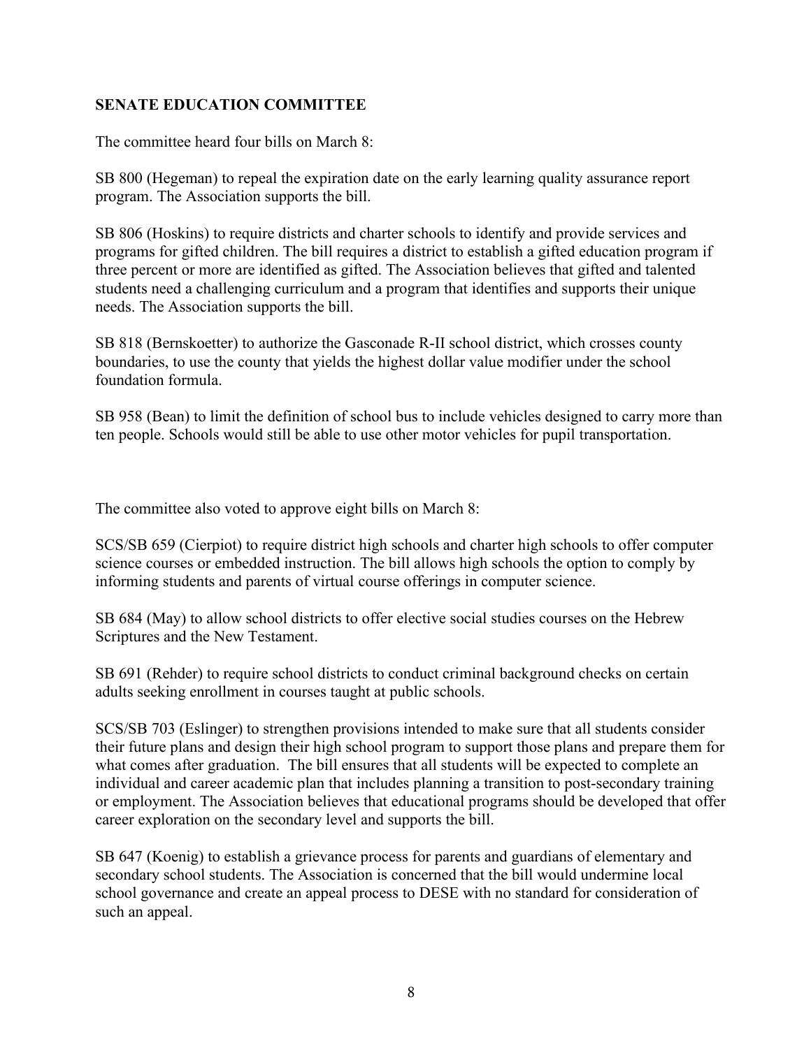## SENATE EDUCATION COMMITTEE

The committee heard four bills on March 8:

SB 800 (Hegeman) to repeal the expiration date on the early learning quality assurance report program. The Association supports the bill.

SB 806 (Hoskins) to require districts and charter schools to identify and provide services and programs for gifted children. The bill requires a district to establish a gifted education program if three percent or more are identified as gifted. The Association believes that gifted and talented students need a challenging curriculum and a program that identifies and supports their unique needs. The Association supports the bill.

SB 818 (Bernskoetter) to authorize the Gasconade R-II school district, which crosses county boundaries, to use the county that yields the highest dollar value modifier under the school foundation formula.

SB 958 (Bean) to limit the definition of school bus to include vehicles designed to carry more than ten people. Schools would still be able to use other motor vehicles for pupil transportation.

The committee also voted to approve eight bills on March 8:

SCS/SB 659 (Cierpiot) to require district high schools and charter high schools to offer computer science courses or embedded instruction. The bill allows high schools the option to comply by informing students and parents of virtual course offerings in computer science.

SB 684 (May) to allow school districts to offer elective social studies courses on the Hebrew Scriptures and the New Testament.

SB 691 (Rehder) to require school districts to conduct criminal background checks on certain adults seeking enrollment in courses taught at public schools.

SCS/SB 703 (Eslinger) to strengthen provisions intended to make sure that all students consider their future plans and design their high school program to support those plans and prepare them for what comes after graduation. The bill ensures that all students will be expected to complete an individual and career academic plan that includes planning a transition to post-secondary training or employment. The Association believes that educational programs should be developed that offer career exploration on the secondary level and supports the bill.

SB 647 (Koenig) to establish a grievance process for parents and guardians of elementary and secondary school students. The Association is concerned that the bill would undermine local school governance and create an appeal process to DESE with no standard for consideration of such an appeal.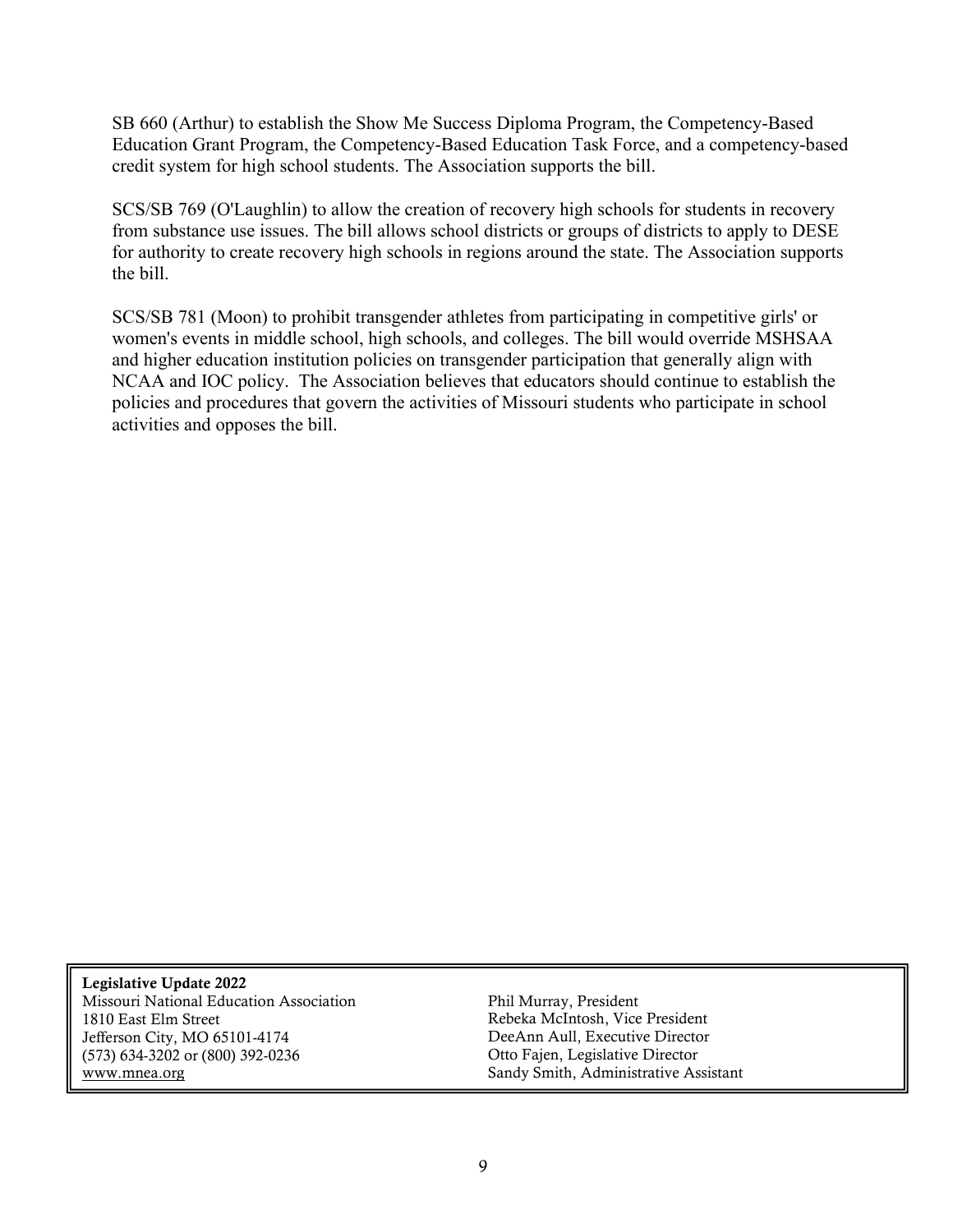SB 660 (Arthur) to establish the Show Me Success Diploma Program, the Competency-Based Education Grant Program, the Competency-Based Education Task Force, and a competency-based credit system for high school students. The Association supports the bill.

SCS/SB 769 (O'Laughlin) to allow the creation of recovery high schools for students in recovery from substance use issues. The bill allows school districts or groups of districts to apply to DESE for authority to create recovery high schools in regions around the state. The Association supports the bill.

SCS/SB 781 (Moon) to prohibit transgender athletes from participating in competitive girls' or women's events in middle school, high schools, and colleges. The bill would override MSHSAA and higher education institution policies on transgender participation that generally align with NCAA and IOC policy. The Association believes that educators should continue to establish the policies and procedures that govern the activities of Missouri students who participate in school activities and opposes the bill.

**Legislative Update 2022**
Missouri National Education Association
1810 East Elm Street
Jefferson City, MO 65101-4174
(573) 634-3202 or (800) 392-0236
www.mnea.org

Phil Murray, President
Rebeka McIntosh, Vice President
DeeAnn Aull, Executive Director
Otto Fajen, Legislative Director
Sandy Smith, Administrative Assistant